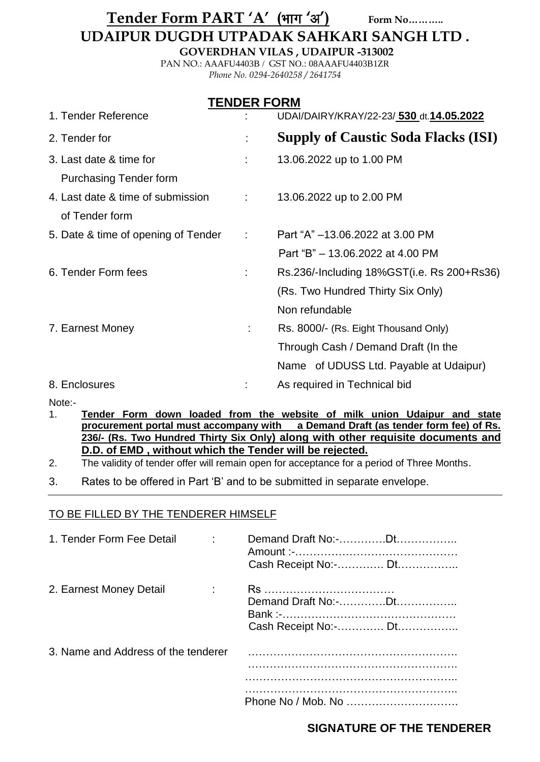# Tender Form PART 'A' (भाग 'अ') Form No………..

## UDAIPUR DUGDH UTPADAK SAHKARI SANGH LTD .

**GOVERDHAN VILAS , UDAIPUR -313002**

PAN NO.: AAAFU4403B / GST NO.: 08AAAFU4403B1ZR

*Phone No. 0294-2640258 / 2641754*

## TENDER FORM

| | | |
|---|---|---|
| 1. Tender Reference | : | UDAI/DAIRY/KRAY/22-23/ **530** dt.**14.05.2022** |
| 2. Tender for | : | **Supply of Caustic Soda Flacks (ISI)** |
| 3. Last date & time for Purchasing Tender form | : | 13.06.2022 up to 1.00 PM |
| 4. Last date & time of submission of Tender form | : | 13.06.2022 up to 2.00 PM |
| 5. Date & time of opening of Tender | : | Part "A" –13.06.2022 at 3.00 PM<br>Part "B" – 13.06.2022 at 4.00 PM |
| 6. Tender Form fees | : | Rs.236/-Including 18%GST(i.e. Rs 200+Rs36) (Rs. Two Hundred Thirty Six Only) Non refundable |
| 7. Earnest Money | : | Rs. 8000/- (Rs. Eight Thousand Only) Through Cash / Demand Draft (In the Name of UDUSS Ltd. Payable at Udaipur) |
| 8. Enclosures | : | As required in Technical bid |

Note:-

1. **Tender Form down loaded from the website of milk union Udaipur and state procurement portal must accompany with a Demand Draft (as tender form fee) of Rs. 236/- (Rs. Two Hundred Thirty Six Only) along with other requisite documents and D.D. of EMD , without which the Tender will be rejected.**
2. The validity of tender offer will remain open for acceptance for a period of Three Months.
3. Rates to be offered in Part 'B' and to be submitted in separate envelope.

---

TO BE FILLED BY THE TENDERER HIMSELF

1. Tender Form Fee Detail : Demand Draft No:-………….Dt……………..
   Amount :-………………………………………
   Cash Receipt No:-…………. Dt……………..

2. Earnest Money Detail : Rs ………………………………
   Demand Draft No:-………….Dt……………..
   Bank :-…………………………………………
   Cash Receipt No:-…………. Dt……………..

3. Name and Address of the tenderer …………………………………………………
   …………………………………………………
   …………………………………………………
   …………………………………………………
   Phone No / Mob. No ………………………….

**SIGNATURE OF THE TENDERER**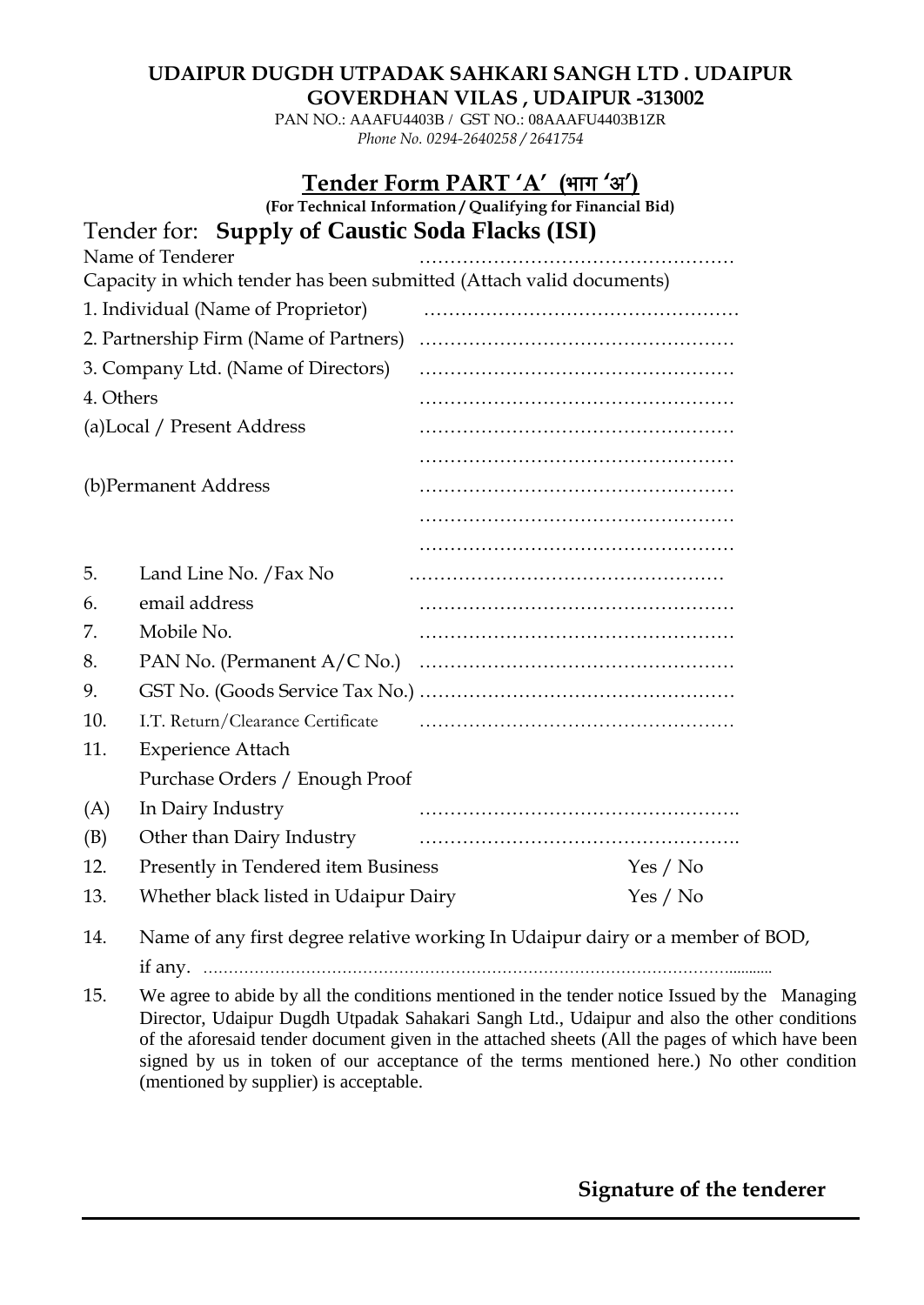**UDAIPUR DUGDH UTPADAK SAHKARI SANGH LTD . UDAIPUR**
**GOVERDHAN VILAS , UDAIPUR -313002**

PAN NO.: AAAFU4403B / GST NO.: 08AAAFU4403B1ZR

*Phone No. 0294-2640258 / 2641754*

## Tender Form PART 'A' (भाग 'अ')

**(For Technical Information / Qualifying for Financial Bid)**

Tender for: **Supply of Caustic Soda Flacks (ISI)**

Name of Tenderer ……………………………………………

Capacity in which tender has been submitted (Attach valid documents)

1. Individual (Name of Proprietor) ……………………………………………
2. Partnership Firm (Name of Partners) ……………………………………………
3. Company Ltd. (Name of Directors) ……………………………………………
4. Others ……………………………………………

(a)Local / Present Address ……………………………………………

……………………………………………

(b)Permanent Address ……………………………………………

……………………………………………

……………………………………………

5. Land Line No. /Fax No ……………………………………………
6. email address ……………………………………………
7. Mobile No. ……………………………………………
8. PAN No. (Permanent A/C No.) ……………………………………………
9. GST No. (Goods Service Tax No.) ……………………………………………
10. I.T. Return/Clearance Certificate ……………………………………………
11. Experience Attach

    Purchase Orders / Enough Proof

(A) In Dairy Industry …………………………………………….

(B) Other than Dairy Industry …………………………………………….

12. Presently in Tendered item Business Yes / No
13. Whether black listed in Udaipur Dairy Yes / No
14. Name of any first degree relative working In Udaipur dairy or a member of BOD, if any. ……………………………………………………………………………………………..........
15. We agree to abide by all the conditions mentioned in the tender notice Issued by the Managing Director, Udaipur Dugdh Utpadak Sahakari Sangh Ltd., Udaipur and also the other conditions of the aforesaid tender document given in the attached sheets (All the pages of which have been signed by us in token of our acceptance of the terms mentioned here.) No other condition (mentioned by supplier) is acceptable.

**Signature of the tenderer**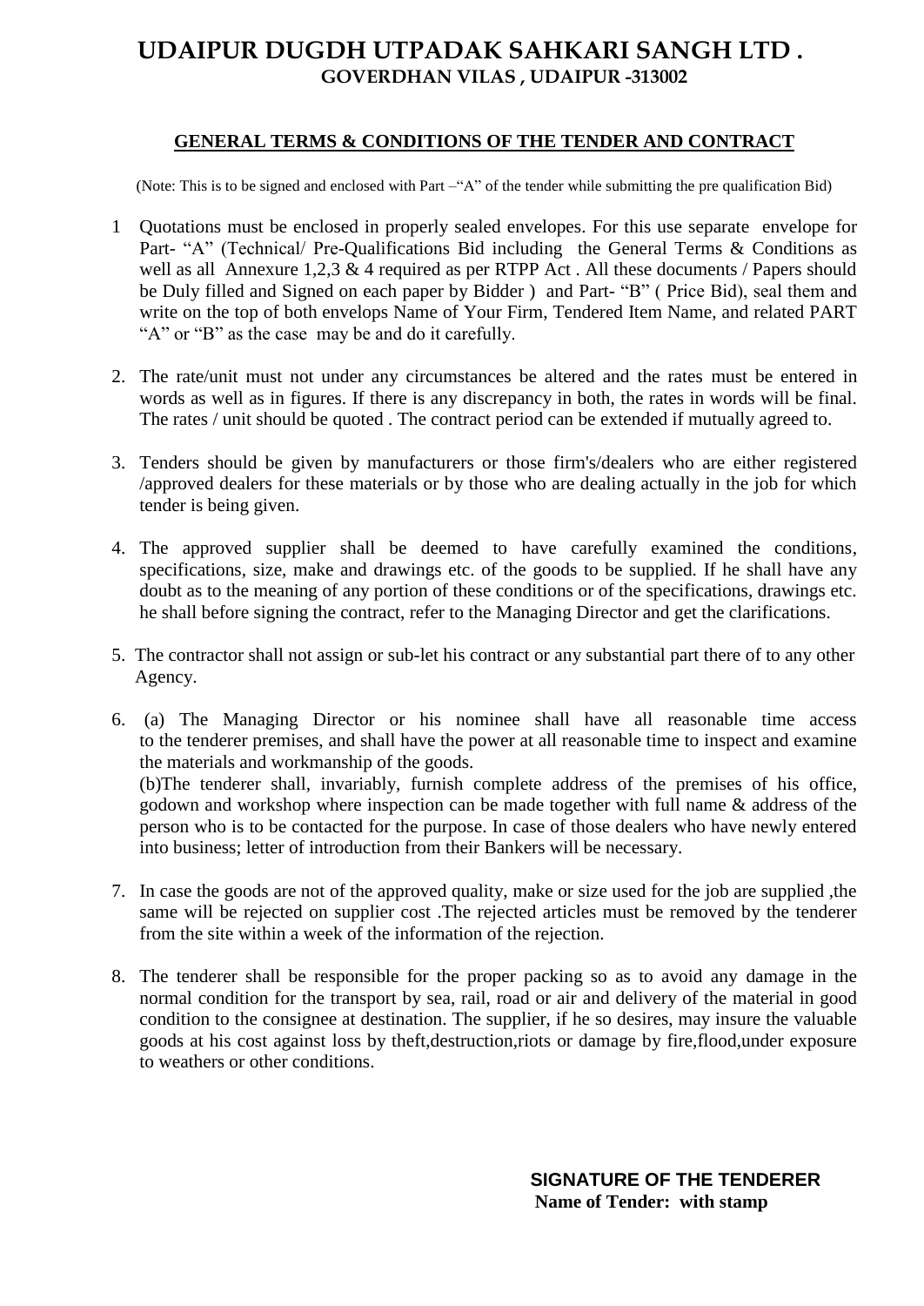# UDAIPUR DUGDH UTPADAK SAHKARI SANGH LTD .

**GOVERDHAN VILAS , UDAIPUR -313002**

## GENERAL TERMS & CONDITIONS OF THE TENDER AND CONTRACT

(Note: This is to be signed and enclosed with Part –"A" of the tender while submitting the pre qualification Bid)

1 Quotations must be enclosed in properly sealed envelopes. For this use separate envelope for Part- "A" (Technical/ Pre-Qualifications Bid including the General Terms & Conditions as well as all Annexure 1,2,3 & 4 required as per RTPP Act . All these documents / Papers should be Duly filled and Signed on each paper by Bidder ) and Part- "B" ( Price Bid), seal them and write on the top of both envelops Name of Your Firm, Tendered Item Name, and related PART "A" or "B" as the case may be and do it carefully.

2. The rate/unit must not under any circumstances be altered and the rates must be entered in words as well as in figures. If there is any discrepancy in both, the rates in words will be final. The rates / unit should be quoted . The contract period can be extended if mutually agreed to.

3. Tenders should be given by manufacturers or those firm's/dealers who are either registered /approved dealers for these materials or by those who are dealing actually in the job for which tender is being given.

4. The approved supplier shall be deemed to have carefully examined the conditions, specifications, size, make and drawings etc. of the goods to be supplied. If he shall have any doubt as to the meaning of any portion of these conditions or of the specifications, drawings etc. he shall before signing the contract, refer to the Managing Director and get the clarifications.

5. The contractor shall not assign or sub-let his contract or any substantial part there of to any other Agency.

6. (a) The Managing Director or his nominee shall have all reasonable time access to the tenderer premises, and shall have the power at all reasonable time to inspect and examine the materials and workmanship of the goods.
(b)The tenderer shall, invariably, furnish complete address of the premises of his office, godown and workshop where inspection can be made together with full name & address of the person who is to be contacted for the purpose. In case of those dealers who have newly entered into business; letter of introduction from their Bankers will be necessary.

7. In case the goods are not of the approved quality, make or size used for the job are supplied ,the same will be rejected on supplier cost .The rejected articles must be removed by the tenderer from the site within a week of the information of the rejection.

8. The tenderer shall be responsible for the proper packing so as to avoid any damage in the normal condition for the transport by sea, rail, road or air and delivery of the material in good condition to the consignee at destination. The supplier, if he so desires, may insure the valuable goods at his cost against loss by theft,destruction,riots or damage by fire,flood,under exposure to weathers or other conditions.

**SIGNATURE OF THE TENDERER**
**Name of Tender: with stamp**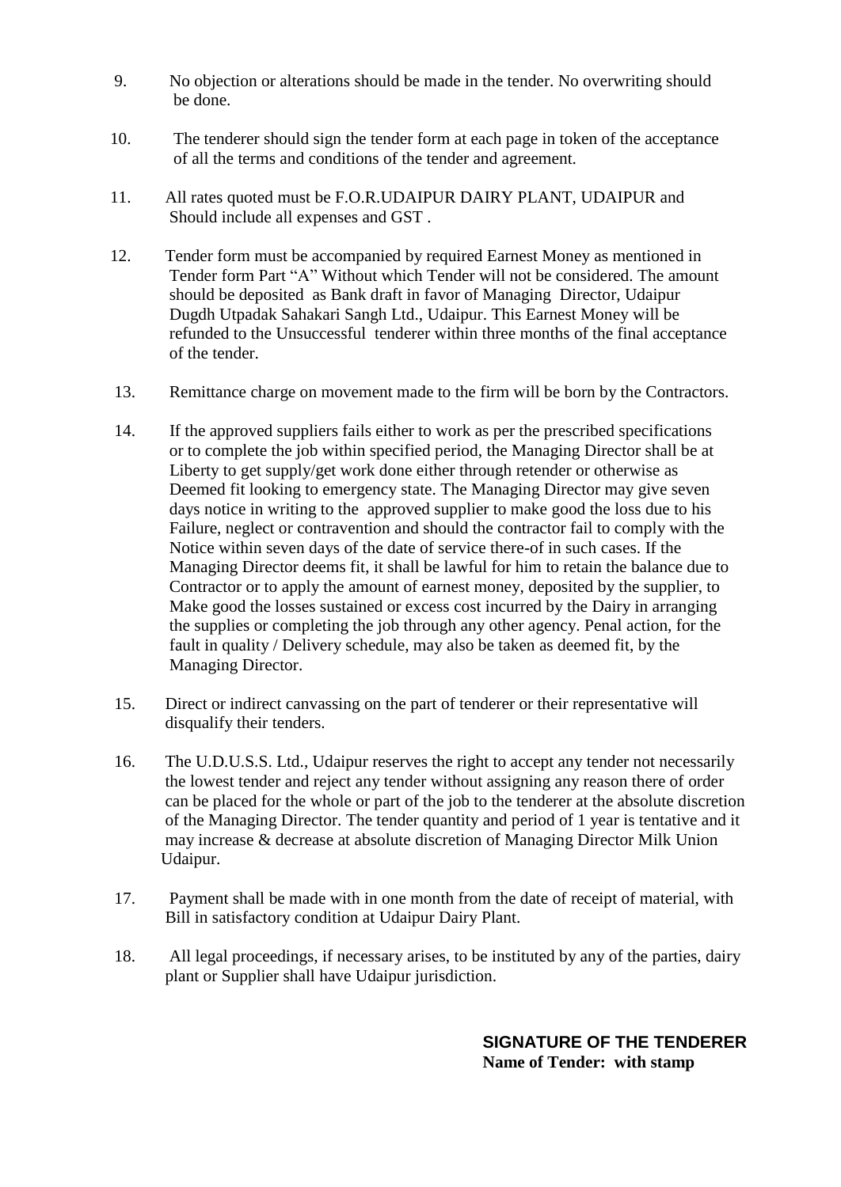9. No objection or alterations should be made in the tender. No overwriting should be done.

10. The tenderer should sign the tender form at each page in token of the acceptance of all the terms and conditions of the tender and agreement.

11. All rates quoted must be F.O.R.UDAIPUR DAIRY PLANT, UDAIPUR and Should include all expenses and GST .

12. Tender form must be accompanied by required Earnest Money as mentioned in Tender form Part "A" Without which Tender will not be considered. The amount should be deposited as Bank draft in favor of Managing Director, Udaipur Dugdh Utpadak Sahakari Sangh Ltd., Udaipur. This Earnest Money will be refunded to the Unsuccessful tenderer within three months of the final acceptance of the tender.

13. Remittance charge on movement made to the firm will be born by the Contractors.

14. If the approved suppliers fails either to work as per the prescribed specifications or to complete the job within specified period, the Managing Director shall be at Liberty to get supply/get work done either through retender or otherwise as Deemed fit looking to emergency state. The Managing Director may give seven days notice in writing to the approved supplier to make good the loss due to his Failure, neglect or contravention and should the contractor fail to comply with the Notice within seven days of the date of service there-of in such cases. If the Managing Director deems fit, it shall be lawful for him to retain the balance due to Contractor or to apply the amount of earnest money, deposited by the supplier, to Make good the losses sustained or excess cost incurred by the Dairy in arranging the supplies or completing the job through any other agency. Penal action, for the fault in quality / Delivery schedule, may also be taken as deemed fit, by the Managing Director.

15. Direct or indirect canvassing on the part of tenderer or their representative will disqualify their tenders.

16. The U.D.U.S.S. Ltd., Udaipur reserves the right to accept any tender not necessarily the lowest tender and reject any tender without assigning any reason there of order can be placed for the whole or part of the job to the tenderer at the absolute discretion of the Managing Director. The tender quantity and period of 1 year is tentative and it may increase & decrease at absolute discretion of Managing Director Milk Union Udaipur.

17. Payment shall be made with in one month from the date of receipt of material, with Bill in satisfactory condition at Udaipur Dairy Plant.

18. All legal proceedings, if necessary arises, to be instituted by any of the parties, dairy plant or Supplier shall have Udaipur jurisdiction.

**SIGNATURE OF THE TENDERER**
**Name of Tender: with stamp**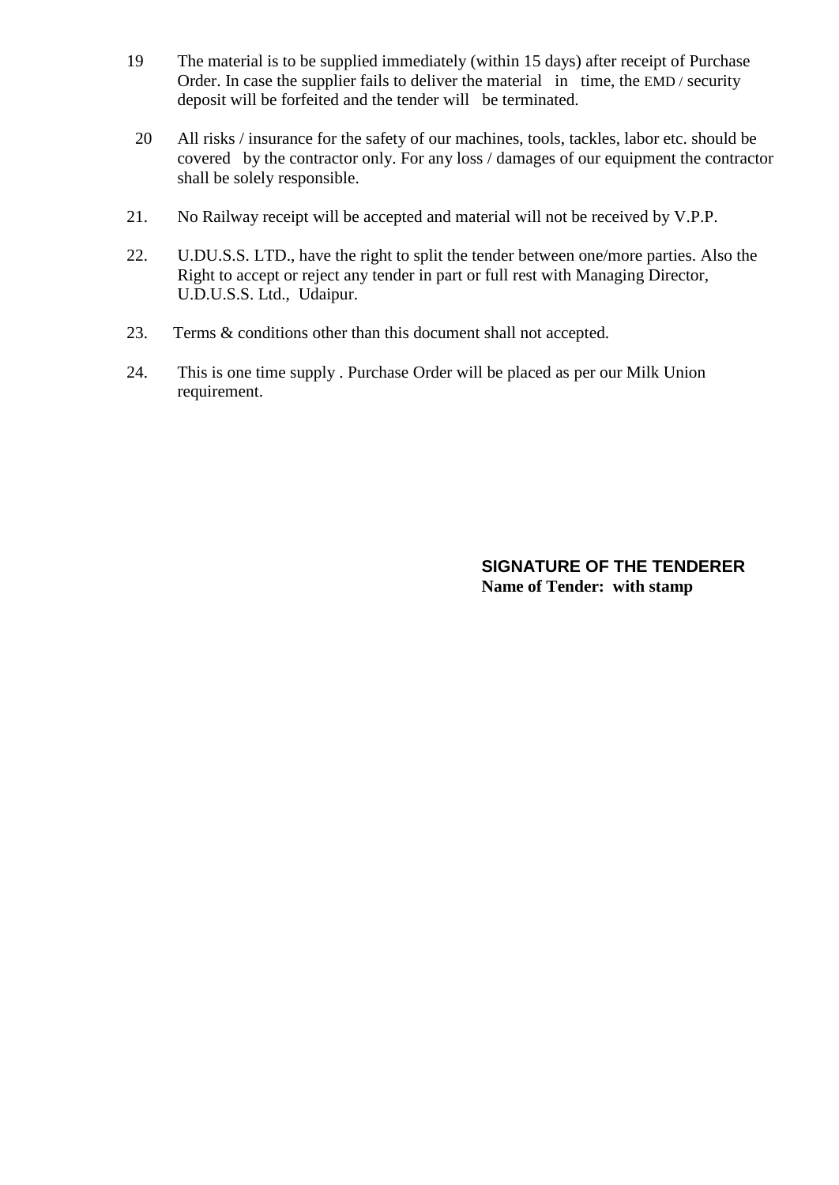19 The material is to be supplied immediately (within 15 days) after receipt of Purchase Order. In case the supplier fails to deliver the material in time, the EMD / security deposit will be forfeited and the tender will be terminated.

20 All risks / insurance for the safety of our machines, tools, tackles, labor etc. should be covered by the contractor only. For any loss / damages of our equipment the contractor shall be solely responsible.

21. No Railway receipt will be accepted and material will not be received by V.P.P.

22. U.DU.S.S. LTD., have the right to split the tender between one/more parties. Also the Right to accept or reject any tender in part or full rest with Managing Director, U.D.U.S.S. Ltd., Udaipur.

23. Terms & conditions other than this document shall not accepted.

24. This is one time supply . Purchase Order will be placed as per our Milk Union requirement.

**SIGNATURE OF THE TENDERER**
**Name of Tender: with stamp**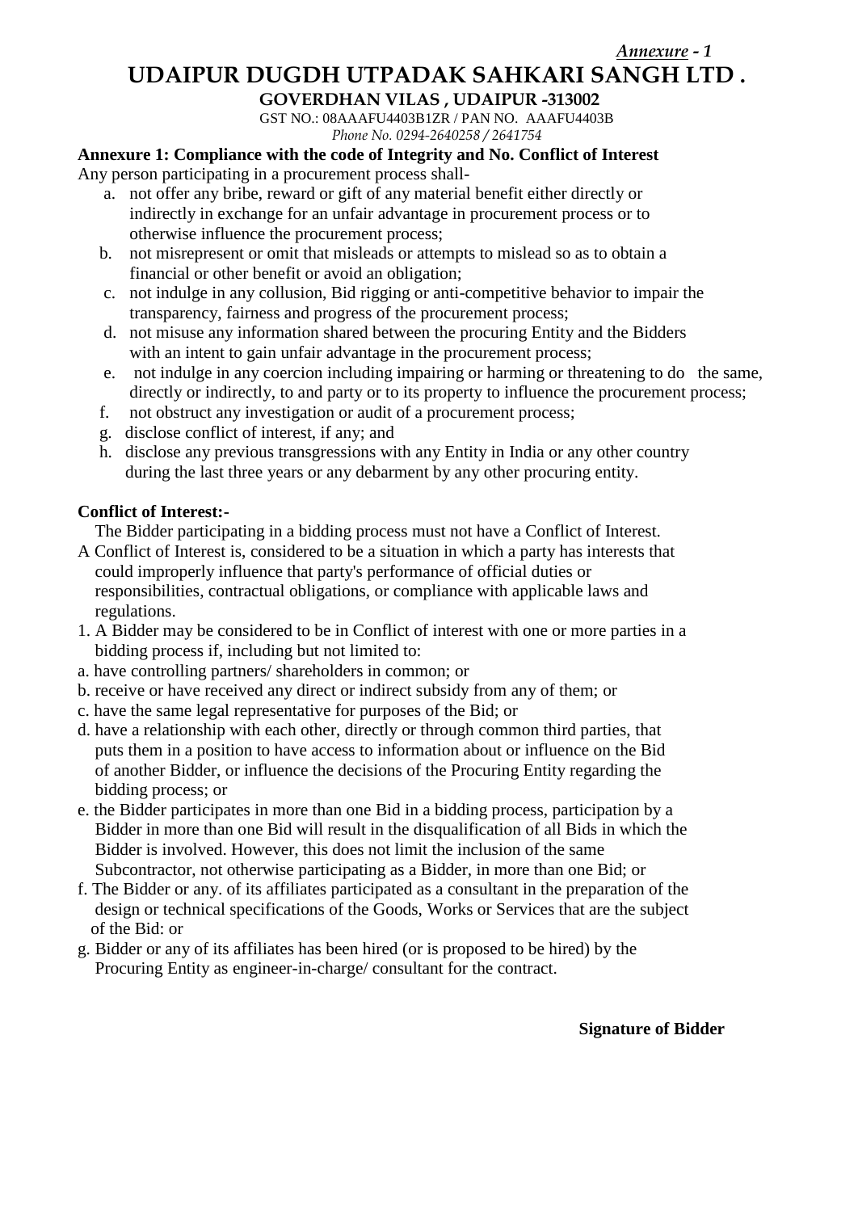*Annexure - 1*

# UDAIPUR DUGDH UTPADAK SAHKARI SANGH LTD .

**GOVERDHAN VILAS , UDAIPUR -313002**

GST NO.: 08AAAFU4403B1ZR / PAN NO. AAAFU4403B

*Phone No. 0294-2640258 / 2641754*

**Annexure 1: Compliance with the code of Integrity and No. Conflict of Interest**

Any person participating in a procurement process shall-

a. not offer any bribe, reward or gift of any material benefit either directly or indirectly in exchange for an unfair advantage in procurement process or to otherwise influence the procurement process;
b. not misrepresent or omit that misleads or attempts to mislead so as to obtain a financial or other benefit or avoid an obligation;
c. not indulge in any collusion, Bid rigging or anti-competitive behavior to impair the transparency, fairness and progress of the procurement process;
d. not misuse any information shared between the procuring Entity and the Bidders with an intent to gain unfair advantage in the procurement process;
e. not indulge in any coercion including impairing or harming or threatening to do the same, directly or indirectly, to and party or to its property to influence the procurement process;
f. not obstruct any investigation or audit of a procurement process;
g. disclose conflict of interest, if any; and
h. disclose any previous transgressions with any Entity in India or any other country during the last three years or any debarment by any other procuring entity.

**Conflict of Interest:-**

The Bidder participating in a bidding process must not have a Conflict of Interest.

A Conflict of Interest is, considered to be a situation in which a party has interests that could improperly influence that party's performance of official duties or responsibilities, contractual obligations, or compliance with applicable laws and regulations.

1. A Bidder may be considered to be in Conflict of interest with one or more parties in a bidding process if, including but not limited to:

a. have controlling partners/ shareholders in common; or

b. receive or have received any direct or indirect subsidy from any of them; or

c. have the same legal representative for purposes of the Bid; or

d. have a relationship with each other, directly or through common third parties, that puts them in a position to have access to information about or influence on the Bid of another Bidder, or influence the decisions of the Procuring Entity regarding the bidding process; or

e. the Bidder participates in more than one Bid in a bidding process, participation by a Bidder in more than one Bid will result in the disqualification of all Bids in which the Bidder is involved. However, this does not limit the inclusion of the same Subcontractor, not otherwise participating as a Bidder, in more than one Bid; or

f. The Bidder or any. of its affiliates participated as a consultant in the preparation of the design or technical specifications of the Goods, Works or Services that are the subject of the Bid: or

g. Bidder or any of its affiliates has been hired (or is proposed to be hired) by the Procuring Entity as engineer-in-charge/ consultant for the contract.

**Signature of Bidder**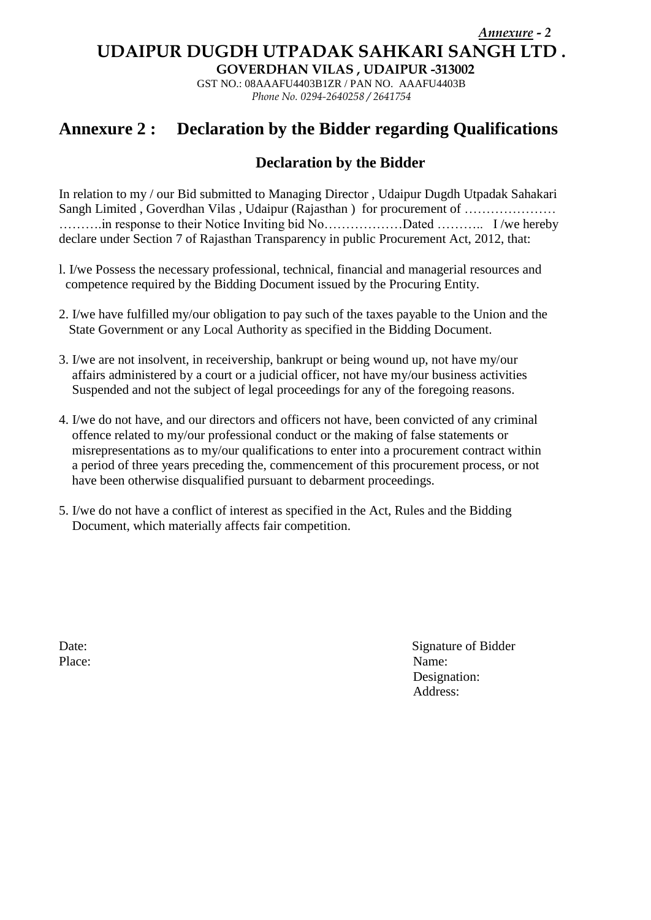*Annexure - 2*

**UDAIPUR DUGDH UTPADAK SAHKARI SANGH LTD .**

**GOVERDHAN VILAS , UDAIPUR -313002**

GST NO.: 08AAAFU4403B1ZR / PAN NO. AAAFU4403B

*Phone No. 0294-2640258 / 2641754*

# Annexure 2 : Declaration by the Bidder regarding Qualifications

## Declaration by the Bidder

In relation to my / our Bid submitted to Managing Director , Udaipur Dugdh Utpadak Sahakari Sangh Limited , Goverdhan Vilas , Udaipur (Rajasthan ) for procurement of ………………… ……….in response to their Notice Inviting bid No………………Dated ……….. I /we hereby declare under Section 7 of Rajasthan Transparency in public Procurement Act, 2012, that:

l. I/we Possess the necessary professional, technical, financial and managerial resources and competence required by the Bidding Document issued by the Procuring Entity.

2. I/we have fulfilled my/our obligation to pay such of the taxes payable to the Union and the State Government or any Local Authority as specified in the Bidding Document.

3. I/we are not insolvent, in receivership, bankrupt or being wound up, not have my/our affairs administered by a court or a judicial officer, not have my/our business activities Suspended and not the subject of legal proceedings for any of the foregoing reasons.

4. I/we do not have, and our directors and officers not have, been convicted of any criminal offence related to my/our professional conduct or the making of false statements or misrepresentations as to my/our qualifications to enter into a procurement contract within a period of three years preceding the, commencement of this procurement process, or not have been otherwise disqualified pursuant to debarment proceedings.

5. I/we do not have a conflict of interest as specified in the Act, Rules and the Bidding Document, which materially affects fair competition.

Date:

Place:

Signature of Bidder

Name:

Designation:

Address: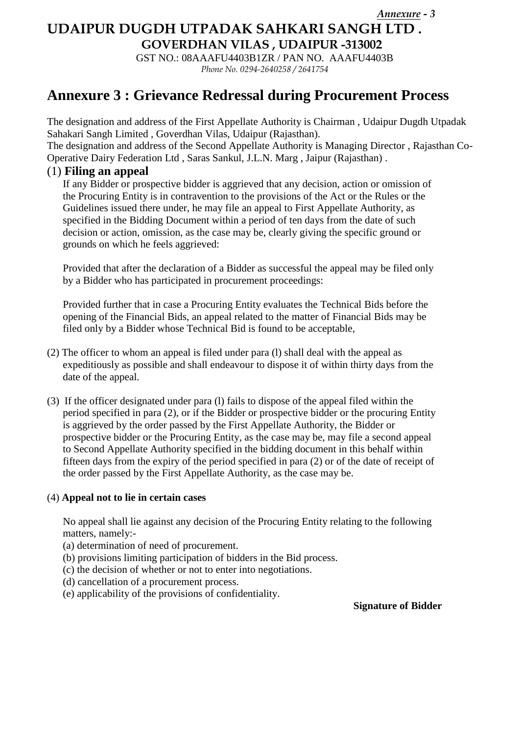*Annexure - 3*

# UDAIPUR DUGDH UTPADAK SAHKARI SANGH LTD .

**GOVERDHAN VILAS , UDAIPUR -313002**

GST NO.: 08AAAFU4403B1ZR / PAN NO. AAAFU4403B

*Phone No. 0294-2640258 / 2641754*

# Annexure 3 : Grievance Redressal during Procurement Process

The designation and address of the First Appellate Authority is Chairman , Udaipur Dugdh Utpadak Sahakari Sangh Limited , Goverdhan Vilas, Udaipur (Rajasthan).
The designation and address of the Second Appellate Authority is Managing Director , Rajasthan Co-Operative Dairy Federation Ltd , Saras Sankul, J.L.N. Marg , Jaipur (Rajasthan) .

## (1) Filing an appeal

If any Bidder or prospective bidder is aggrieved that any decision, action or omission of the Procuring Entity is in contravention to the provisions of the Act or the Rules or the Guidelines issued there under, he may file an appeal to First Appellate Authority, as specified in the Bidding Document within a period of ten days from the date of such decision or action, omission, as the case may be, clearly giving the specific ground or grounds on which he feels aggrieved:

Provided that after the declaration of a Bidder as successful the appeal may be filed only by a Bidder who has participated in procurement proceedings:

Provided further that in case a Procuring Entity evaluates the Technical Bids before the opening of the Financial Bids, an appeal related to the matter of Financial Bids may be filed only by a Bidder whose Technical Bid is found to be acceptable,

(2) The officer to whom an appeal is filed under para (l) shall deal with the appeal as expeditiously as possible and shall endeavour to dispose it of within thirty days from the date of the appeal.

(3) If the officer designated under para (l) fails to dispose of the appeal filed within the period specified in para (2), or if the Bidder or prospective bidder or the procuring Entity is aggrieved by the order passed by the First Appellate Authority, the Bidder or prospective bidder or the Procuring Entity, as the case may be, may file a second appeal to Second Appellate Authority specified in the bidding document in this behalf within fifteen days from the expiry of the period specified in para (2) or of the date of receipt of the order passed by the First Appellate Authority, as the case may be.

(4) **Appeal not to lie in certain cases**

No appeal shall lie against any decision of the Procuring Entity relating to the following matters, namely:-

(a) determination of need of procurement.
(b) provisions limiting participation of bidders in the Bid process.
(c) the decision of whether or not to enter into negotiations.
(d) cancellation of a procurement process.
(e) applicability of the provisions of confidentiality.

**Signature of Bidder**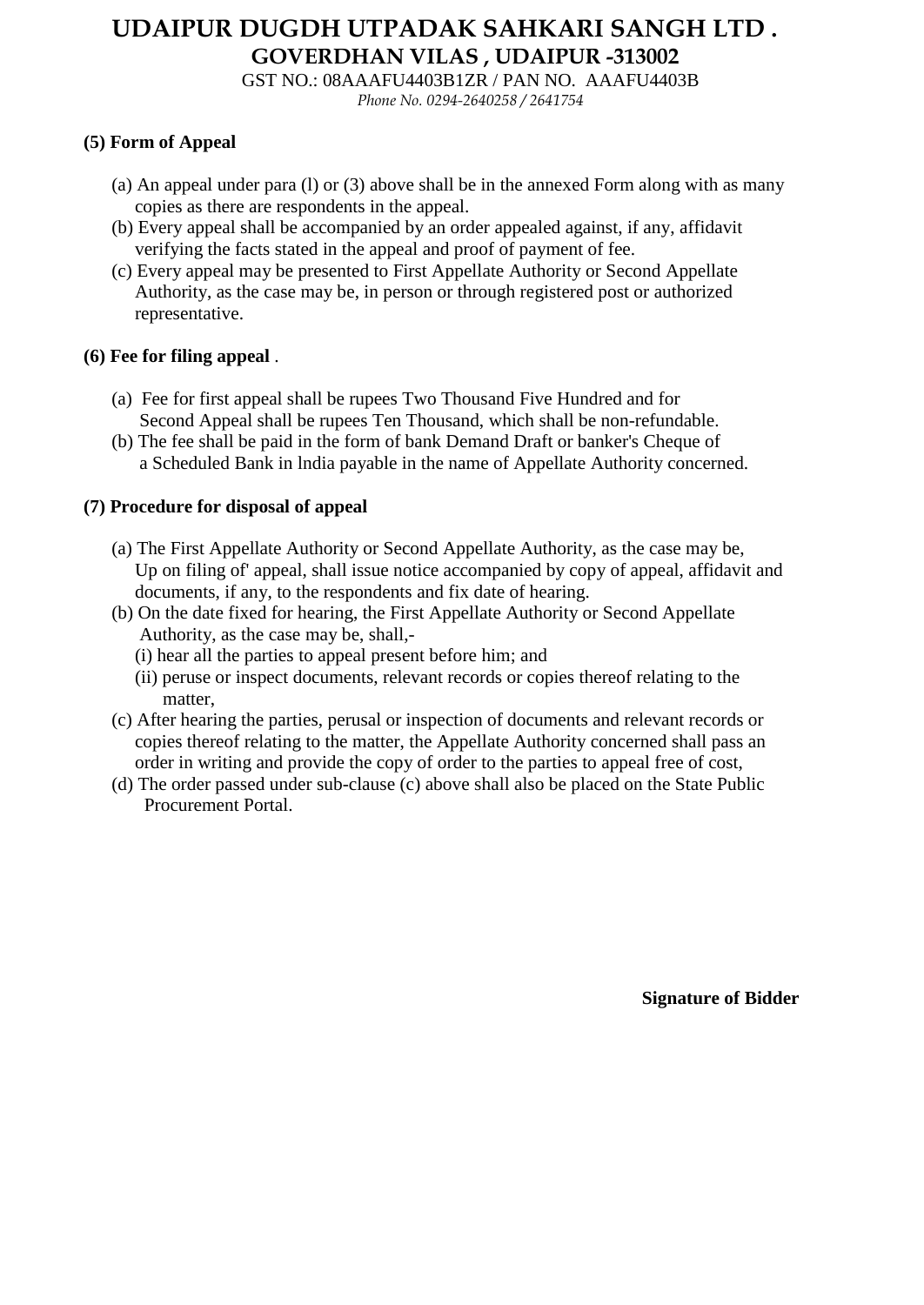(5) Form of Appeal

(a) An appeal under para (l) or (3) above shall be in the annexed Form along with as many copies as there are respondents in the appeal.
(b) Every appeal shall be accompanied by an order appealed against, if any, affidavit verifying the facts stated in the appeal and proof of payment of fee.
(c) Every appeal may be presented to First Appellate Authority or Second Appellate Authority, as the case may be, in person or through registered post or authorized representative.

**(6) Fee for filing appeal** .

(a) Fee for first appeal shall be rupees Two Thousand Five Hundred and for Second Appeal shall be rupees Ten Thousand, which shall be non-refundable.
(b) The fee shall be paid in the form of bank Demand Draft or banker's Cheque of a Scheduled Bank in lndia payable in the name of Appellate Authority concerned.

**(7) Procedure for disposal of appeal**

(a) The First Appellate Authority or Second Appellate Authority, as the case may be, Up on filing of' appeal, shall issue notice accompanied by copy of appeal, affidavit and documents, if any, to the respondents and fix date of hearing.
(b) On the date fixed for hearing, the First Appellate Authority or Second Appellate Authority, as the case may be, shall,-
  (i) hear all the parties to appeal present before him; and
  (ii) peruse or inspect documents, relevant records or copies thereof relating to the matter,
(c) After hearing the parties, perusal or inspection of documents and relevant records or copies thereof relating to the matter, the Appellate Authority concerned shall pass an order in writing and provide the copy of order to the parties to appeal free of cost,
(d) The order passed under sub-clause (c) above shall also be placed on the State Public Procurement Portal.

**Signature of Bidder**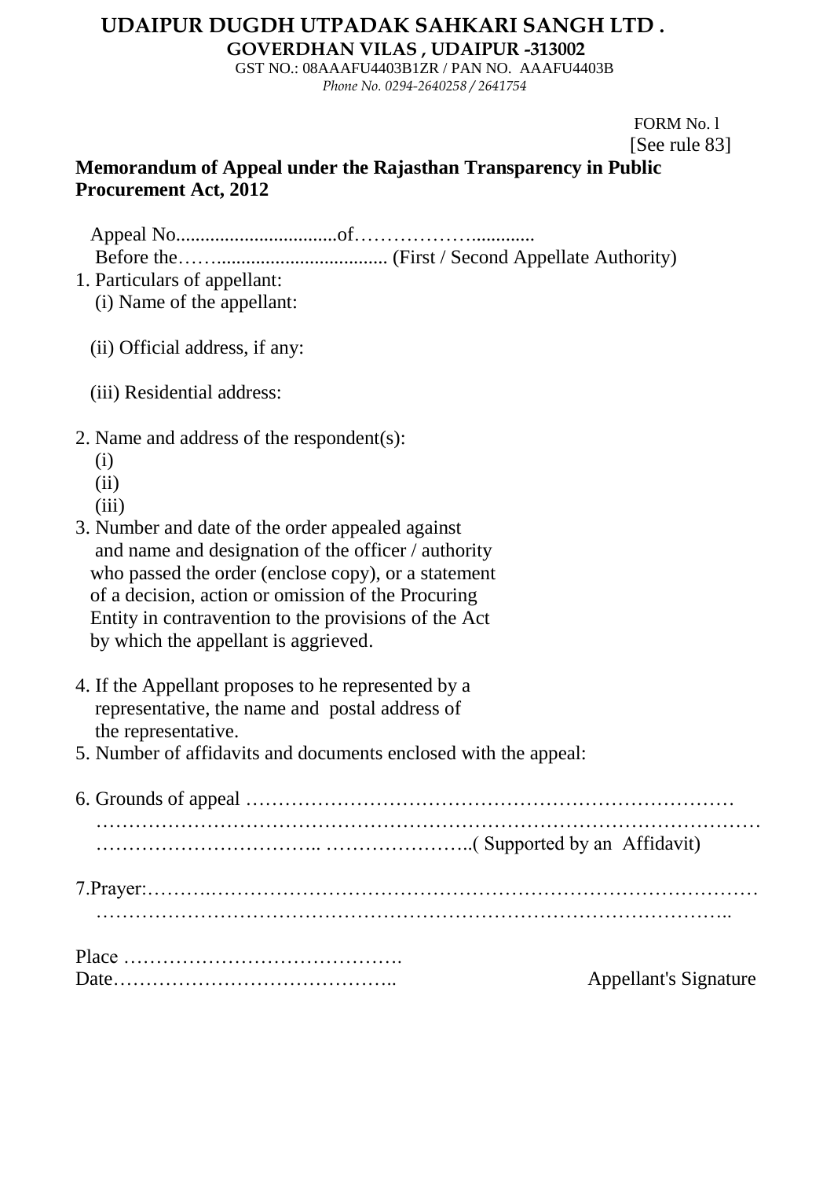# UDAIPUR DUGDH UTPADAK SAHKARI SANGH LTD .

**GOVERDHAN VILAS , UDAIPUR -313002**

GST NO.: 08AAAFU4403B1ZR / PAN NO. AAAFU4403B

*Phone No. 0294-2640258 / 2641754*

FORM No. l
[See rule 83]

**Memorandum of Appeal under the Rajasthan Transparency in Public Procurement Act, 2012**

Appeal No.................................of………………............

Before the……................................... (First / Second Appellate Authority)

1. Particulars of appellant:
   (i) Name of the appellant:

   (ii) Official address, if any:

   (iii) Residential address:

2. Name and address of the respondent(s):
   (i)
   (ii)
   (iii)
3. Number and date of the order appealed against and name and designation of the officer / authority who passed the order (enclose copy), or a statement of a decision, action or omission of the Procuring Entity in contravention to the provisions of the Act by which the appellant is aggrieved.

4. If the Appellant proposes to he represented by a representative, the name and postal address of the representative.
5. Number of affidavits and documents enclosed with the appeal:

6. Grounds of appeal ………………………………………………………………
   ………………………………………………………………………………………
   …………………………….. …………………..( Supported by an Affidavit)

7. Prayer:……….……………………………………………………………………
   ……………………………………………………………………………………..

Place …………………………………….

Date……………………………………..                                        Appellant's Signature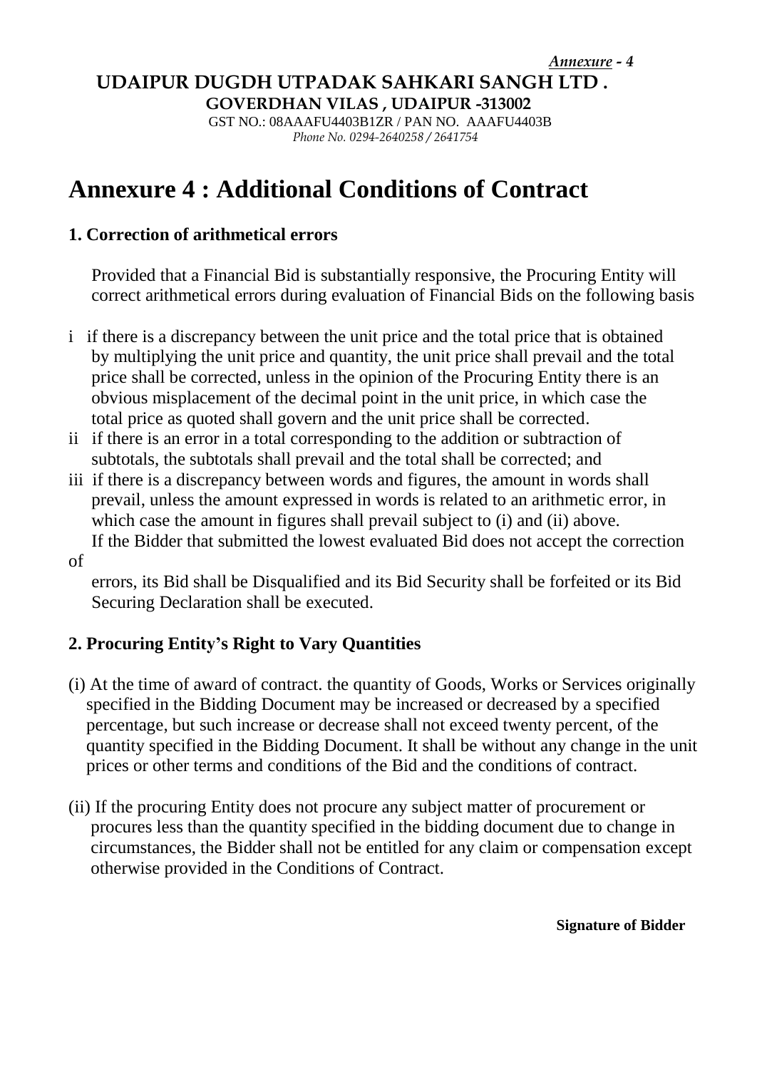*Annexure - 4*

**UDAIPUR DUGDH UTPADAK SAHKARI SANGH LTD .**
**GOVERDHAN VILAS , UDAIPUR -313002**
GST NO.: 08AAAFU4403B1ZR / PAN NO. AAAFU4403B
*Phone No. 0294-2640258 / 2641754*

# Annexure 4 : Additional Conditions of Contract

### 1. Correction of arithmetical errors

Provided that a Financial Bid is substantially responsive, the Procuring Entity will correct arithmetical errors during evaluation of Financial Bids on the following basis

i if there is a discrepancy between the unit price and the total price that is obtained by multiplying the unit price and quantity, the unit price shall prevail and the total price shall be corrected, unless in the opinion of the Procuring Entity there is an obvious misplacement of the decimal point in the unit price, in which case the total price as quoted shall govern and the unit price shall be corrected.

ii if there is an error in a total corresponding to the addition or subtraction of subtotals, the subtotals shall prevail and the total shall be corrected; and

iii if there is a discrepancy between words and figures, the amount in words shall prevail, unless the amount expressed in words is related to an arithmetic error, in which case the amount in figures shall prevail subject to (i) and (ii) above.

If the Bidder that submitted the lowest evaluated Bid does not accept the correction of errors, its Bid shall be Disqualified and its Bid Security shall be forfeited or its Bid Securing Declaration shall be executed.

### 2. Procuring Entity's Right to Vary Quantities

(i) At the time of award of contract. the quantity of Goods, Works or Services originally specified in the Bidding Document may be increased or decreased by a specified percentage, but such increase or decrease shall not exceed twenty percent, of the quantity specified in the Bidding Document. It shall be without any change in the unit prices or other terms and conditions of the Bid and the conditions of contract.

(ii) If the procuring Entity does not procure any subject matter of procurement or procures less than the quantity specified in the bidding document due to change in circumstances, the Bidder shall not be entitled for any claim or compensation except otherwise provided in the Conditions of Contract.

**Signature of Bidder**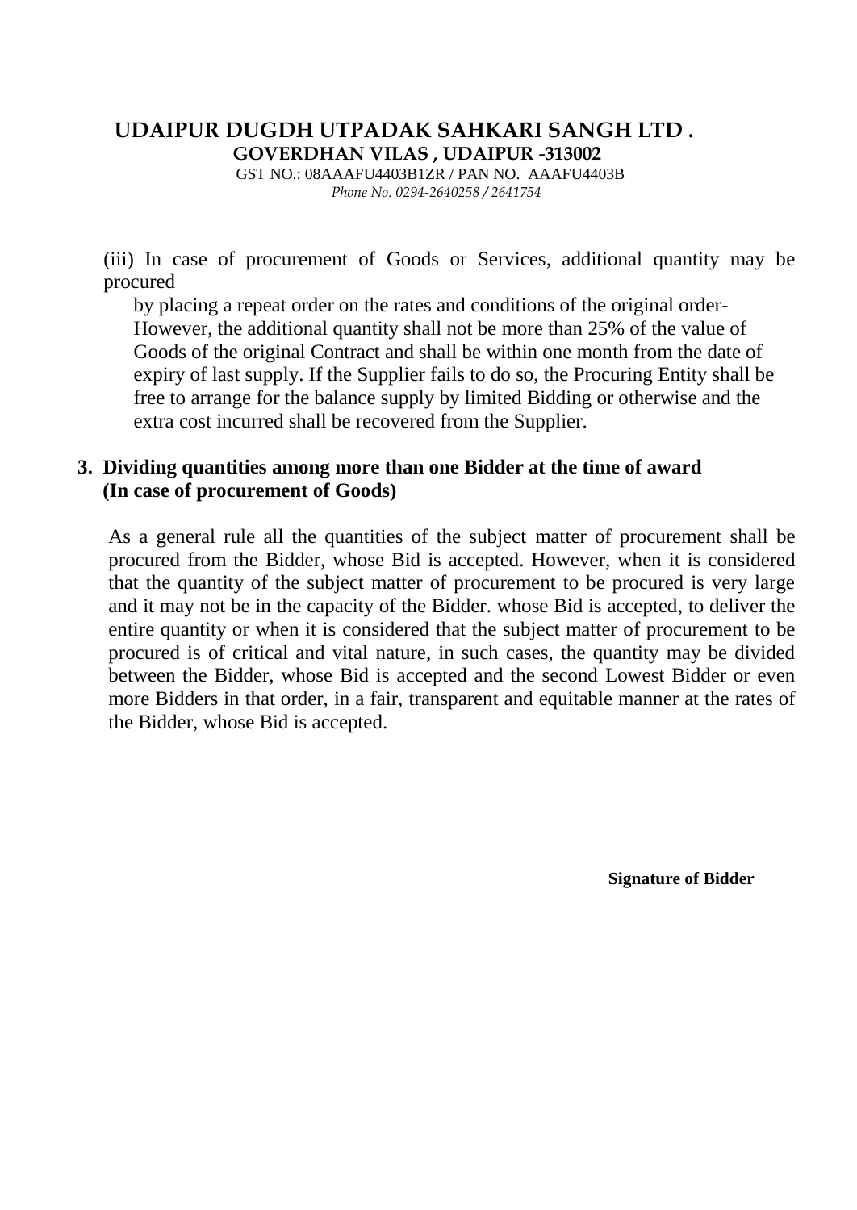**UDAIPUR DUGDH UTPADAK SAHKARI SANGH LTD .**
**GOVERDHAN VILAS , UDAIPUR -313002**
GST NO.: 08AAAFU4403B1ZR / PAN NO. AAAFU4403B
*Phone No. 0294-2640258 / 2641754*

(iii) In case of procurement of Goods or Services, additional quantity may be procured
by placing a repeat order on the rates and conditions of the original order- However, the additional quantity shall not be more than 25% of the value of Goods of the original Contract and shall be within one month from the date of expiry of last supply. If the Supplier fails to do so, the Procuring Entity shall be free to arrange for the balance supply by limited Bidding or otherwise and the extra cost incurred shall be recovered from the Supplier.

**3. Dividing quantities among more than one Bidder at the time of award (In case of procurement of Goods)**

As a general rule all the quantities of the subject matter of procurement shall be procured from the Bidder, whose Bid is accepted. However, when it is considered that the quantity of the subject matter of procurement to be procured is very large and it may not be in the capacity of the Bidder. whose Bid is accepted, to deliver the entire quantity or when it is considered that the subject matter of procurement to be procured is of critical and vital nature, in such cases, the quantity may be divided between the Bidder, whose Bid is accepted and the second Lowest Bidder or even more Bidders in that order, in a fair, transparent and equitable manner at the rates of the Bidder, whose Bid is accepted.

**Signature of Bidder**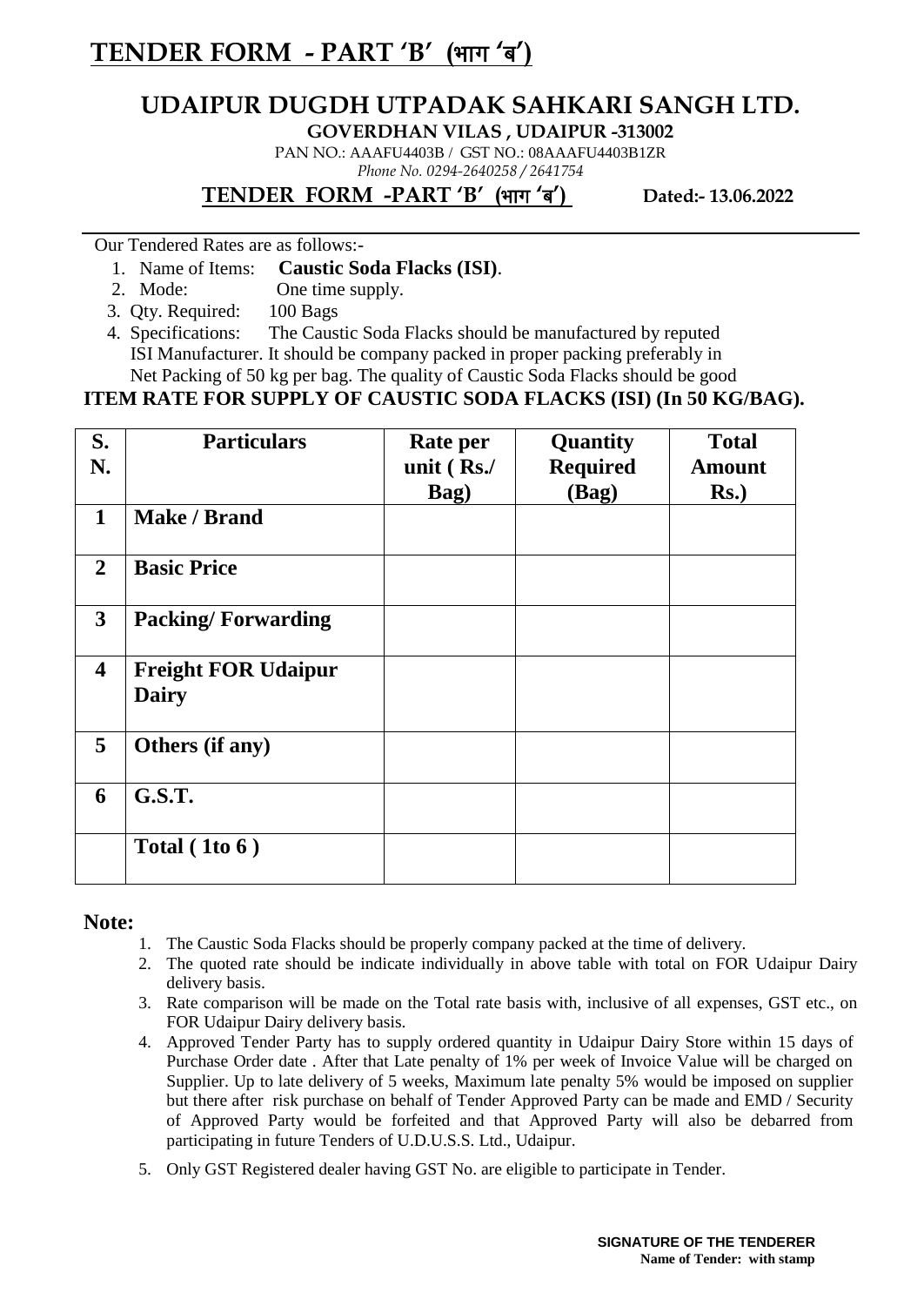# TENDER FORM - PART 'B' (भाग 'ब')

## UDAIPUR DUGDH UTPADAK SAHKARI SANGH LTD.

**GOVERDHAN VILAS , UDAIPUR -313002**

PAN NO.: AAAFU4403B / GST NO.: 08AAAFU4403B1ZR

*Phone No. 0294-2640258 / 2641754*

**TENDER FORM -PART 'B' (भाग 'ब')** **Dated:- 13.06.2022**

Our Tendered Rates are as follows:-

1. Name of Items: **Caustic Soda Flacks (ISI)**.
2. Mode: One time supply.
3. Qty. Required: 100 Bags
4. Specifications: The Caustic Soda Flacks should be manufactured by reputed ISI Manufacturer. It should be company packed in proper packing preferably in Net Packing of 50 kg per bag. The quality of Caustic Soda Flacks should be good

**ITEM RATE FOR SUPPLY OF CAUSTIC SODA FLACKS (ISI) (In 50 KG/BAG).**

| S. N. | Particulars | Rate per unit ( Rs./ Bag) | Quantity Required (Bag) | Total Amount Rs.) |
|---|---|---|---|---|
| 1 | Make / Brand | | | |
| 2 | Basic Price | | | |
| 3 | Packing/ Forwarding | | | |
| 4 | Freight FOR Udaipur Dairy | | | |
| 5 | Others (if any) | | | |
| 6 | G.S.T. | | | |
| | Total ( 1to 6 ) | | | |

**Note:**

1. The Caustic Soda Flacks should be properly company packed at the time of delivery.
2. The quoted rate should be indicate individually in above table with total on FOR Udaipur Dairy delivery basis.
3. Rate comparison will be made on the Total rate basis with, inclusive of all expenses, GST etc., on FOR Udaipur Dairy delivery basis.
4. Approved Tender Party has to supply ordered quantity in Udaipur Dairy Store within 15 days of Purchase Order date . After that Late penalty of 1% per week of Invoice Value will be charged on Supplier. Up to late delivery of 5 weeks, Maximum late penalty 5% would be imposed on supplier but there after risk purchase on behalf of Tender Approved Party can be made and EMD / Security of Approved Party would be forfeited and that Approved Party will also be debarred from participating in future Tenders of U.D.U.S.S. Ltd., Udaipur.
5. Only GST Registered dealer having GST No. are eligible to participate in Tender.

**SIGNATURE OF THE TENDERER**
**Name of Tender: with stamp**